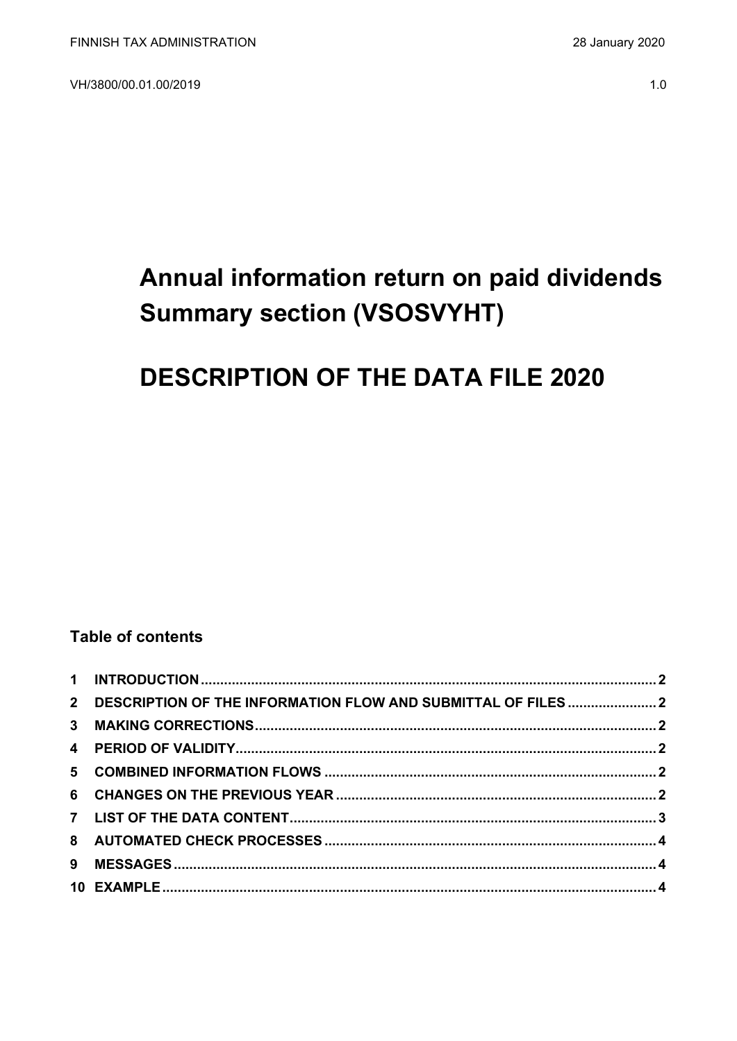FINNISH TAX ADMINISTRATION 28 January 2020

VH/3800/00.01.00/2019 1.0

# Annual information return on paid dividends Summary section (VSOSVYHT)

# DESCRIPTION OF THE DATA FILE 2020

## Table of contents

1 INTRODUCTION .......... 2
2 DESCRIPTION OF THE INFORMATION FLOW AND SUBMITTAL OF FILES .......... 2
3 MAKING CORRECTIONS .......... 2
4 PERIOD OF VALIDITY .......... 2
5 COMBINED INFORMATION FLOWS .......... 2
6 CHANGES ON THE PREVIOUS YEAR .......... 2
7 LIST OF THE DATA CONTENT .......... 3
8 AUTOMATED CHECK PROCESSES .......... 4
9 MESSAGES .......... 4
10 EXAMPLE .......... 4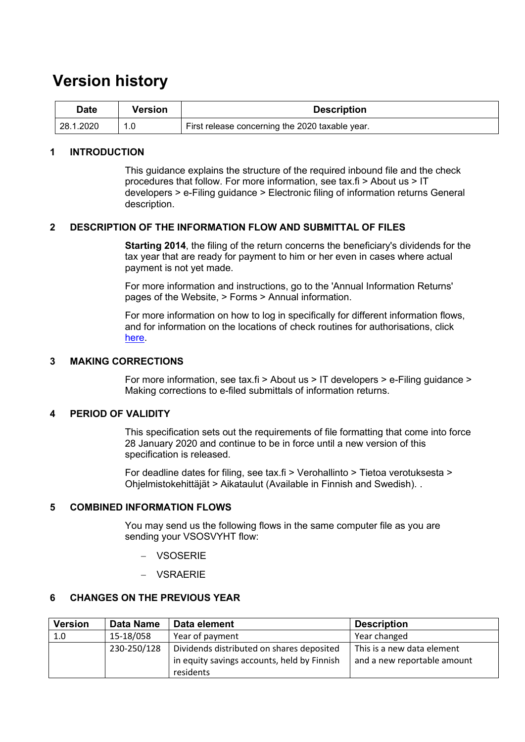# Version history

| Date | Version | Description |
|---|---|---|
| 28.1.2020 | 1.0 | First release concerning the 2020 taxable year. |

## 1 INTRODUCTION

This guidance explains the structure of the required inbound file and the check procedures that follow. For more information, see tax.fi > About us > IT developers > e-Filing guidance > Electronic filing of information returns General description.

## 2 DESCRIPTION OF THE INFORMATION FLOW AND SUBMITTAL OF FILES

**Starting 2014**, the filing of the return concerns the beneficiary's dividends for the tax year that are ready for payment to him or her even in cases where actual payment is not yet made.

For more information and instructions, go to the 'Annual Information Returns' pages of the Website, > Forms > Annual information.

For more information on how to log in specifically for different information flows, and for information on the locations of check routines for authorisations, click here.

## 3 MAKING CORRECTIONS

For more information, see tax.fi > About us > IT developers > e-Filing guidance > Making corrections to e-filed submittals of information returns.

## 4 PERIOD OF VALIDITY

This specification sets out the requirements of file formatting that come into force 28 January 2020 and continue to be in force until a new version of this specification is released.

For deadline dates for filing, see tax.fi > Verohallinto > Tietoa verotuksesta > Ohjelmistokehittäjät > Aikataulut (Available in Finnish and Swedish). .

## 5 COMBINED INFORMATION FLOWS

You may send us the following flows in the same computer file as you are sending your VSOSVYHT flow:

- VSOSERIE
- VSRAERIE

## 6 CHANGES ON THE PREVIOUS YEAR

| Version | Data Name | Data element | Description |
|---|---|---|---|
| 1.0 | 15-18/058 | Year of payment | Year changed |
| | 230-250/128 | Dividends distributed on shares deposited in equity savings accounts, held by Finnish residents | This is a new data element and a new reportable amount |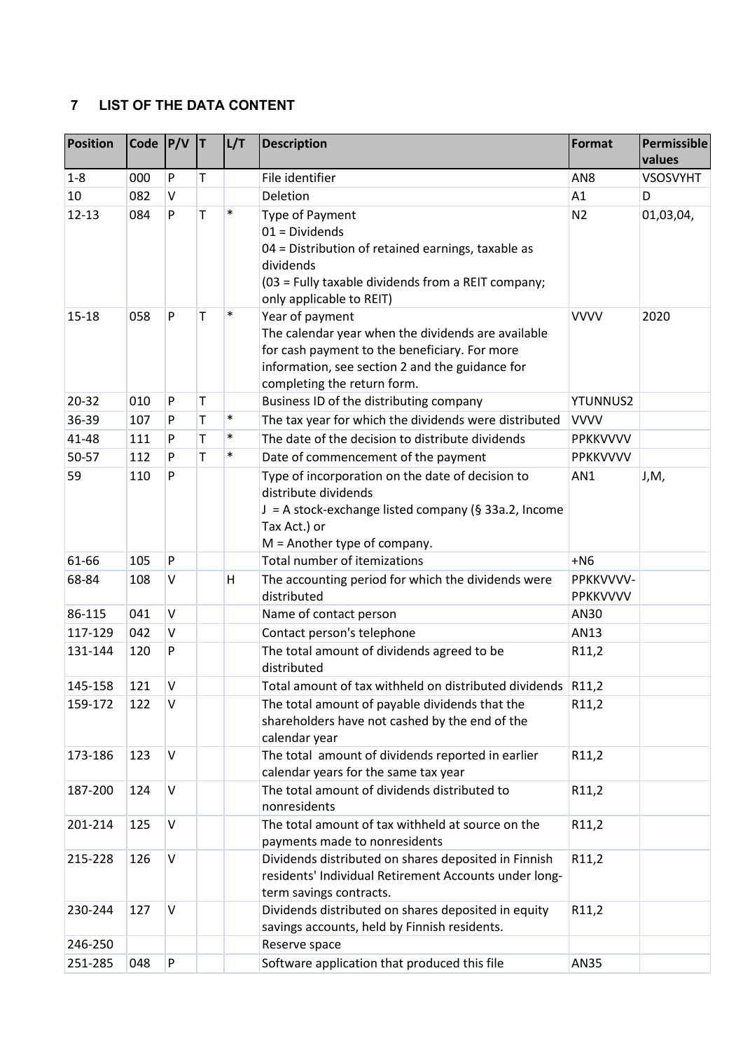## 7 LIST OF THE DATA CONTENT

| Position | Code | P/V | T | L/T | Description | Format | Permissible values |
|---|---|---|---|---|---|---|---|
| 1-8 | 000 | P | T | | File identifier | AN8 | VSOSVYHT |
| 10 | 082 | V | | | Deletion | A1 | D |
| 12-13 | 084 | P | T | * | Type of Payment<br>01 = Dividends<br>04 = Distribution of retained earnings, taxable as dividends<br>(03 = Fully taxable dividends from a REIT company; only applicable to REIT) | N2 | 01,03,04, |
| 15-18 | 058 | P | T | * | Year of payment<br>The calendar year when the dividends are available for cash payment to the beneficiary. For more information, see section 2 and the guidance for completing the return form. | VVVV | 2020 |
| 20-32 | 010 | P | T | | Business ID of the distributing company | YTUNNUS2 | |
| 36-39 | 107 | P | T | * | The tax year for which the dividends were distributed | VVVV | |
| 41-48 | 111 | P | T | * | The date of the decision to distribute dividends | PPKKVVVV | |
| 50-57 | 112 | P | T | * | Date of commencement of the payment | PPKKVVVV | |
| 59 | 110 | P | | | Type of incorporation on the date of decision to distribute dividends<br>J = A stock-exchange listed company (§ 33a.2, Income Tax Act.) or<br>M = Another type of company. | AN1 | J,M, |
| 61-66 | 105 | P | | | Total number of itemizations | +N6 | |
| 68-84 | 108 | V | | H | The accounting period for which the dividends were distributed | PPKKVVVV-PPKKVVVV | |
| 86-115 | 041 | V | | | Name of contact person | AN30 | |
| 117-129 | 042 | V | | | Contact person's telephone | AN13 | |
| 131-144 | 120 | P | | | The total amount of dividends agreed to be distributed | R11,2 | |
| 145-158 | 121 | V | | | Total amount of tax withheld on distributed dividends | R11,2 | |
| 159-172 | 122 | V | | | The total amount of payable dividends that the shareholders have not cashed by the end of the calendar year | R11,2 | |
| 173-186 | 123 | V | | | The total amount of dividends reported in earlier calendar years for the same tax year | R11,2 | |
| 187-200 | 124 | V | | | The total amount of dividends distributed to nonresidents | R11,2 | |
| 201-214 | 125 | V | | | The total amount of tax withheld at source on the payments made to nonresidents | R11,2 | |
| 215-228 | 126 | V | | | Dividends distributed on shares deposited in Finnish residents' Individual Retirement Accounts under long-term savings contracts. | R11,2 | |
| 230-244 | 127 | V | | | Dividends distributed on shares deposited in equity savings accounts, held by Finnish residents. | R11,2 | |
| 246-250 | | | | | Reserve space | | |
| 251-285 | 048 | P | | | Software application that produced this file | AN35 | |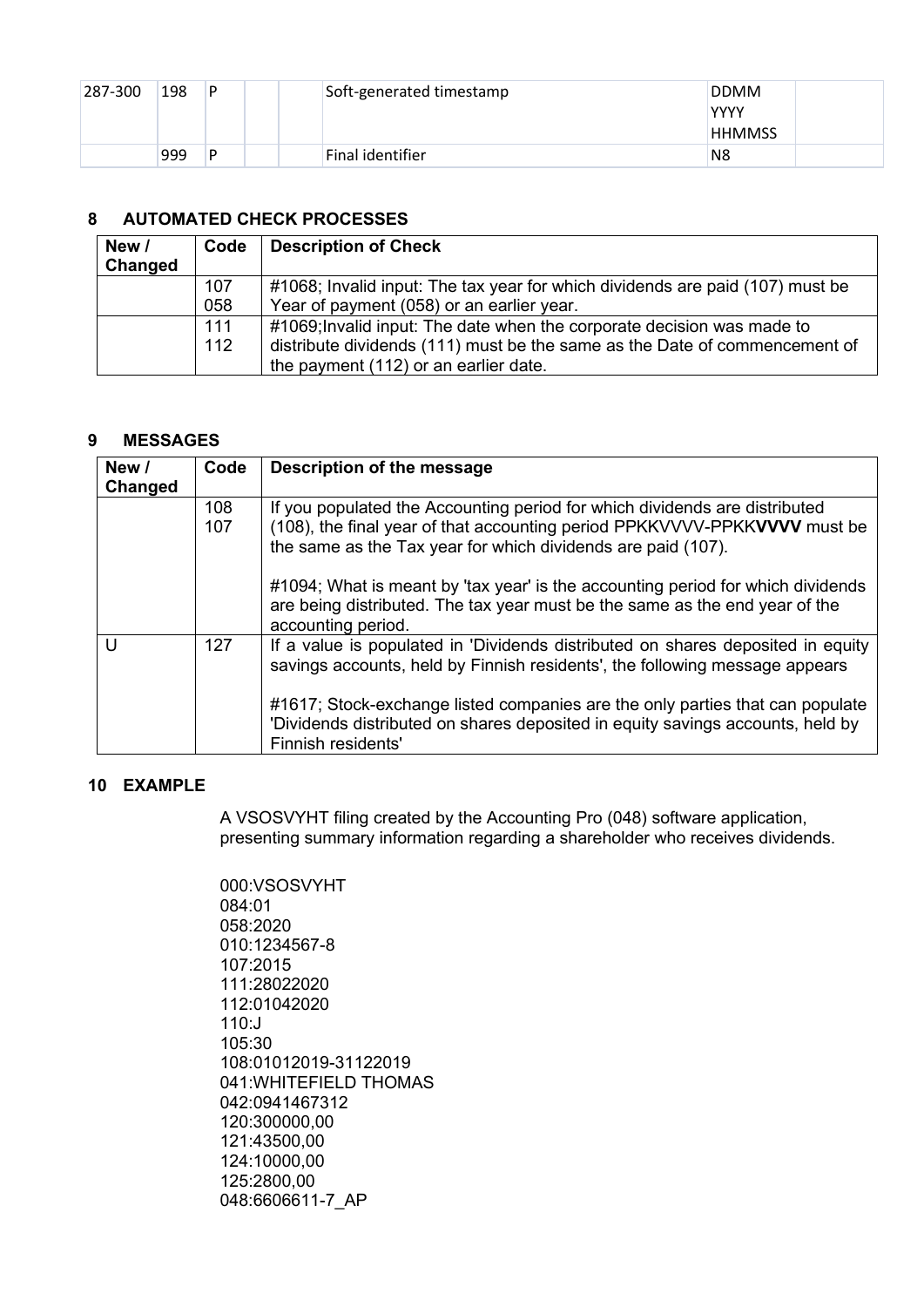| 287-300 | 198 | P | | | Soft-generated timestamp | DDMM YYYY HHMMSS | |
|---|---|---|---|---|---|---|---|
| | 999 | P | | | Final identifier | N8 | |

## 8 AUTOMATED CHECK PROCESSES

| New / Changed | Code | Description of Check |
|---|---|---|
| | 107 058 | #1068; Invalid input: The tax year for which dividends are paid (107) must be Year of payment (058) or an earlier year. |
| | 111 112 | #1069;Invalid input: The date when the corporate decision was made to distribute dividends (111) must be the same as the Date of commencement of the payment (112) or an earlier date. |

## 9 MESSAGES

| New / Changed | Code | Description of the message |
|---|---|---|
| | 108 107 | If you populated the Accounting period for which dividends are distributed (108), the final year of that accounting period PPKKVVVV-PPKK**VVVV** must be the same as the Tax year for which dividends are paid (107).<br><br>#1094; What is meant by 'tax year' is the accounting period for which dividends are being distributed. The tax year must be the same as the end year of the accounting period. |
| U | 127 | If a value is populated in 'Dividends distributed on shares deposited in equity savings accounts, held by Finnish residents', the following message appears<br><br>#1617; Stock-exchange listed companies are the only parties that can populate 'Dividends distributed on shares deposited in equity savings accounts, held by Finnish residents' |

## 10 EXAMPLE

A VSOSVYHT filing created by the Accounting Pro (048) software application, presenting summary information regarding a shareholder who receives dividends.

```
000:VSOSVYHT
084:01
058:2020
010:1234567-8
107:2015
111:28022020
112:01042020
110:J
105:30
108:01012019-31122019
041:WHITEFIELD THOMAS
042:0941467312
120:300000,00
121:43500,00
124:10000,00
125:2800,00
048:6606611-7_AP
```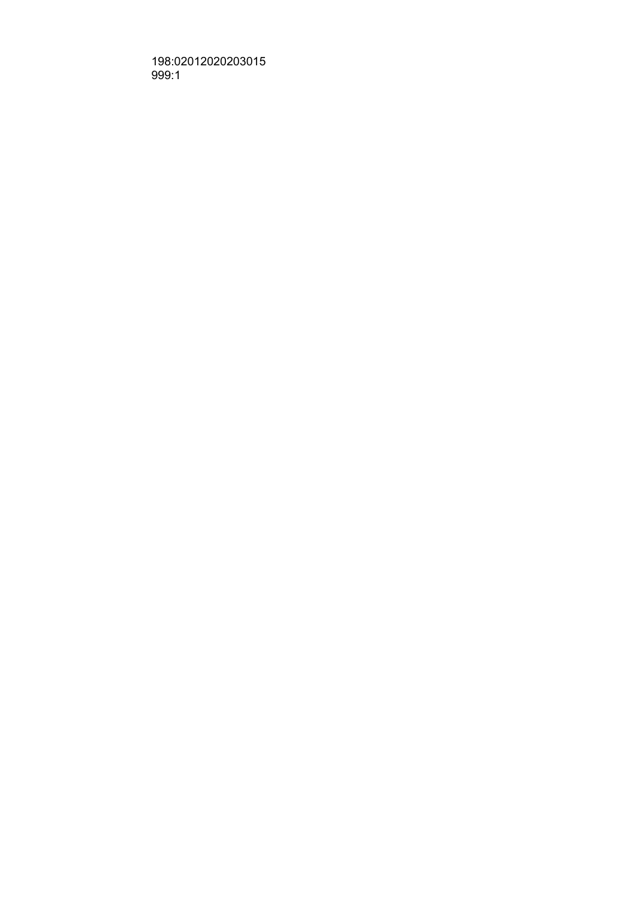198:02012020203015
999:1